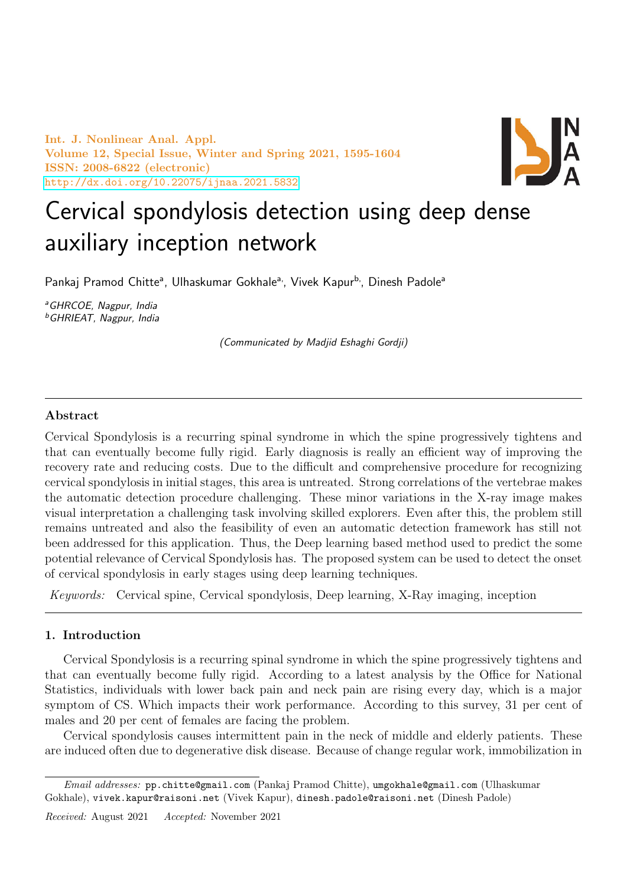Int. J. Nonlinear Anal. Appl.
Volume 12, Special Issue, Winter and Spring 2021, 1595-1604
ISSN: 2008-6822 (electronic)
http://dx.doi.org/10.22075/ijnaa.2021.5832

# Cervical spondylosis detection using deep dense auxiliary inception network

Pankaj Pramod Chitte[a], Ulhaskumar Gokhale[a], Vivek Kapur[b], Dinesh Padole[a]

[a]*GHRCOE, Nagpur, India*
[b]*GHRIEAT, Nagpur, India*

*(Communicated by Madjid Eshaghi Gordji)*

---

## Abstract

Cervical Spondylosis is a recurring spinal syndrome in which the spine progressively tightens and that can eventually become fully rigid. Early diagnosis is really an efficient way of improving the recovery rate and reducing costs. Due to the difficult and comprehensive procedure for recognizing cervical spondylosis in initial stages, this area is untreated. Strong correlations of the vertebrae makes the automatic detection procedure challenging. These minor variations in the X-ray image makes visual interpretation a challenging task involving skilled explorers. Even after this, the problem still remains untreated and also the feasibility of even an automatic detection framework has still not been addressed for this application. Thus, the Deep learning based method used to predict the some potential relevance of Cervical Spondylosis has. The proposed system can be used to detect the onset of cervical spondylosis in early stages using deep learning techniques.

*Keywords:* Cervical spine, Cervical spondylosis, Deep learning, X-Ray imaging, inception

---

## 1. Introduction

Cervical Spondylosis is a recurring spinal syndrome in which the spine progressively tightens and that can eventually become fully rigid. According to a latest analysis by the Office for National Statistics, individuals with lower back pain and neck pain are rising every day, which is a major symptom of CS. Which impacts their work performance. According to this survey, 31 per cent of males and 20 per cent of females are facing the problem.

Cervical spondylosis causes intermittent pain in the neck of middle and elderly patients. These are induced often due to degenerative disk disease. Because of change regular work, immobilization in

---

*Email addresses:* pp.chitte@gmail.com (Pankaj Pramod Chitte), umgokhale@gmail.com (Ulhaskumar Gokhale), vivek.kapur@raisoni.net (Vivek Kapur), dinesh.padole@raisoni.net (Dinesh Padole)

*Received:* August 2021 *Accepted:* November 2021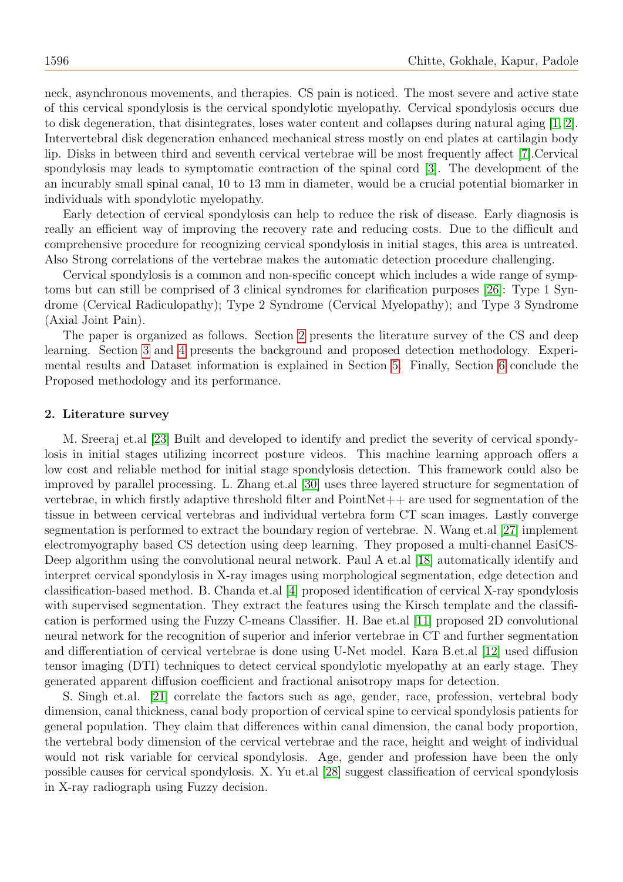neck, asynchronous movements, and therapies. CS pain is noticed. The most severe and active state of this cervical spondylosis is the cervical spondylotic myelopathy. Cervical spondylosis occurs due to disk degeneration, that disintegrates, loses water content and collapses during natural aging [1, 2]. Intervertebral disk degeneration enhanced mechanical stress mostly on end plates at cartilagin body lip. Disks in between third and seventh cervical vertebrae will be most frequently affect [7].Cervical spondylosis may leads to symptomatic contraction of the spinal cord [3]. The development of the an incurably small spinal canal, 10 to 13 mm in diameter, would be a crucial potential biomarker in individuals with spondylotic myelopathy.

Early detection of cervical spondylosis can help to reduce the risk of disease. Early diagnosis is really an efficient way of improving the recovery rate and reducing costs. Due to the difficult and comprehensive procedure for recognizing cervical spondylosis in initial stages, this area is untreated. Also Strong correlations of the vertebrae makes the automatic detection procedure challenging.

Cervical spondylosis is a common and non-specific concept which includes a wide range of symptoms but can still be comprised of 3 clinical syndromes for clarification purposes [26]: Type 1 Syndrome (Cervical Radiculopathy); Type 2 Syndrome (Cervical Myelopathy); and Type 3 Syndrome (Axial Joint Pain).

The paper is organized as follows. Section 2 presents the literature survey of the CS and deep learning. Section 3 and 4 presents the background and proposed detection methodology. Experimental results and Dataset information is explained in Section 5. Finally, Section 6 conclude the Proposed methodology and its performance.

## 2. Literature survey

M. Sreeraj et.al [23] Built and developed to identify and predict the severity of cervical spondylosis in initial stages utilizing incorrect posture videos. This machine learning approach offers a low cost and reliable method for initial stage spondylosis detection. This framework could also be improved by parallel processing. L. Zhang et.al [30] uses three layered structure for segmentation of vertebrae, in which firstly adaptive threshold filter and PointNet++ are used for segmentation of the tissue in between cervical vertebras and individual vertebra form CT scan images. Lastly converge segmentation is performed to extract the boundary region of vertebrae. N. Wang et.al [27] implement electromyography based CS detection using deep learning. They proposed a multi-channel EasiCS-Deep algorithm using the convolutional neural network. Paul A et.al [18] automatically identify and interpret cervical spondylosis in X-ray images using morphological segmentation, edge detection and classification-based method. B. Chanda et.al [4] proposed identification of cervical X-ray spondylosis with supervised segmentation. They extract the features using the Kirsch template and the classification is performed using the Fuzzy C-means Classifier. H. Bae et.al [11] proposed 2D convolutional neural network for the recognition of superior and inferior vertebrae in CT and further segmentation and differentiation of cervical vertebrae is done using U-Net model. Kara B.et.al [12] used diffusion tensor imaging (DTI) techniques to detect cervical spondylotic myelopathy at an early stage. They generated apparent diffusion coefficient and fractional anisotropy maps for detection.

S. Singh et.al. [21] correlate the factors such as age, gender, race, profession, vertebral body dimension, canal thickness, canal body proportion of cervical spine to cervical spondylosis patients for general population. They claim that differences within canal dimension, the canal body proportion, the vertebral body dimension of the cervical vertebrae and the race, height and weight of individual would not risk variable for cervical spondylosis. Age, gender and profession have been the only possible causes for cervical spondylosis. X. Yu et.al [28] suggest classification of cervical spondylosis in X-ray radiograph using Fuzzy decision.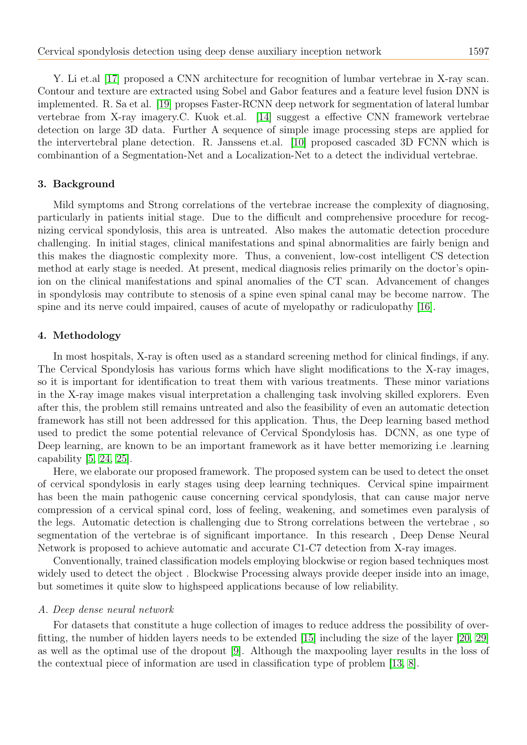Y. Li et.al [17] proposed a CNN architecture for recognition of lumbar vertebrae in X-ray scan. Contour and texture are extracted using Sobel and Gabor features and a feature level fusion DNN is implemented. R. Sa et al. [19] propses Faster-RCNN deep network for segmentation of lateral lumbar vertebrae from X-ray imagery.C. Kuok et.al. [14] suggest a effective CNN framework vertebrae detection on large 3D data. Further A sequence of simple image processing steps are applied for the intervertebral plane detection. R. Janssens et.al. [10] proposed cascaded 3D FCNN which is combinantion of a Segmentation-Net and a Localization-Net to a detect the individual vertebrae.

## 3. Background

Mild symptoms and Strong correlations of the vertebrae increase the complexity of diagnosing, particularly in patients initial stage. Due to the difficult and comprehensive procedure for recognizing cervical spondylosis, this area is untreated. Also makes the automatic detection procedure challenging. In initial stages, clinical manifestations and spinal abnormalities are fairly benign and this makes the diagnostic complexity more. Thus, a convenient, low-cost intelligent CS detection method at early stage is needed. At present, medical diagnosis relies primarily on the doctor's opinion on the clinical manifestations and spinal anomalies of the CT scan. Advancement of changes in spondylosis may contribute to stenosis of a spine even spinal canal may be become narrow. The spine and its nerve could impaired, causes of acute of myelopathy or radiculopathy [16].

## 4. Methodology

In most hospitals, X-ray is often used as a standard screening method for clinical findings, if any. The Cervical Spondylosis has various forms which have slight modifications to the X-ray images, so it is important for identification to treat them with various treatments. These minor variations in the X-ray image makes visual interpretation a challenging task involving skilled explorers. Even after this, the problem still remains untreated and also the feasibility of even an automatic detection framework has still not been addressed for this application. Thus, the Deep learning based method used to predict the some potential relevance of Cervical Spondylosis has. DCNN, as one type of Deep learning, are known to be an important framework as it have better memorizing i.e .learning capability [5, 24, 25].

Here, we elaborate our proposed framework. The proposed system can be used to detect the onset of cervical spondylosis in early stages using deep learning techniques. Cervical spine impairment has been the main pathogenic cause concerning cervical spondylosis, that can cause major nerve compression of a cervical spinal cord, loss of feeling, weakening, and sometimes even paralysis of the legs. Automatic detection is challenging due to Strong correlations between the vertebrae , so segmentation of the vertebrae is of significant importance. In this research , Deep Dense Neural Network is proposed to achieve automatic and accurate C1-C7 detection from X-ray images.

Conventionally, trained classification models employing blockwise or region based techniques most widely used to detect the object . Blockwise Processing always provide deeper inside into an image, but sometimes it quite slow to highspeed applications because of low reliability.

### *A. Deep dense neural network*

For datasets that constitute a huge collection of images to reduce address the possibility of overfitting, the number of hidden layers needs to be extended [15] including the size of the layer [20, 29] as well as the optimal use of the dropout [9]. Although the maxpooling layer results in the loss of the contextual piece of information are used in classification type of problem [13, 8].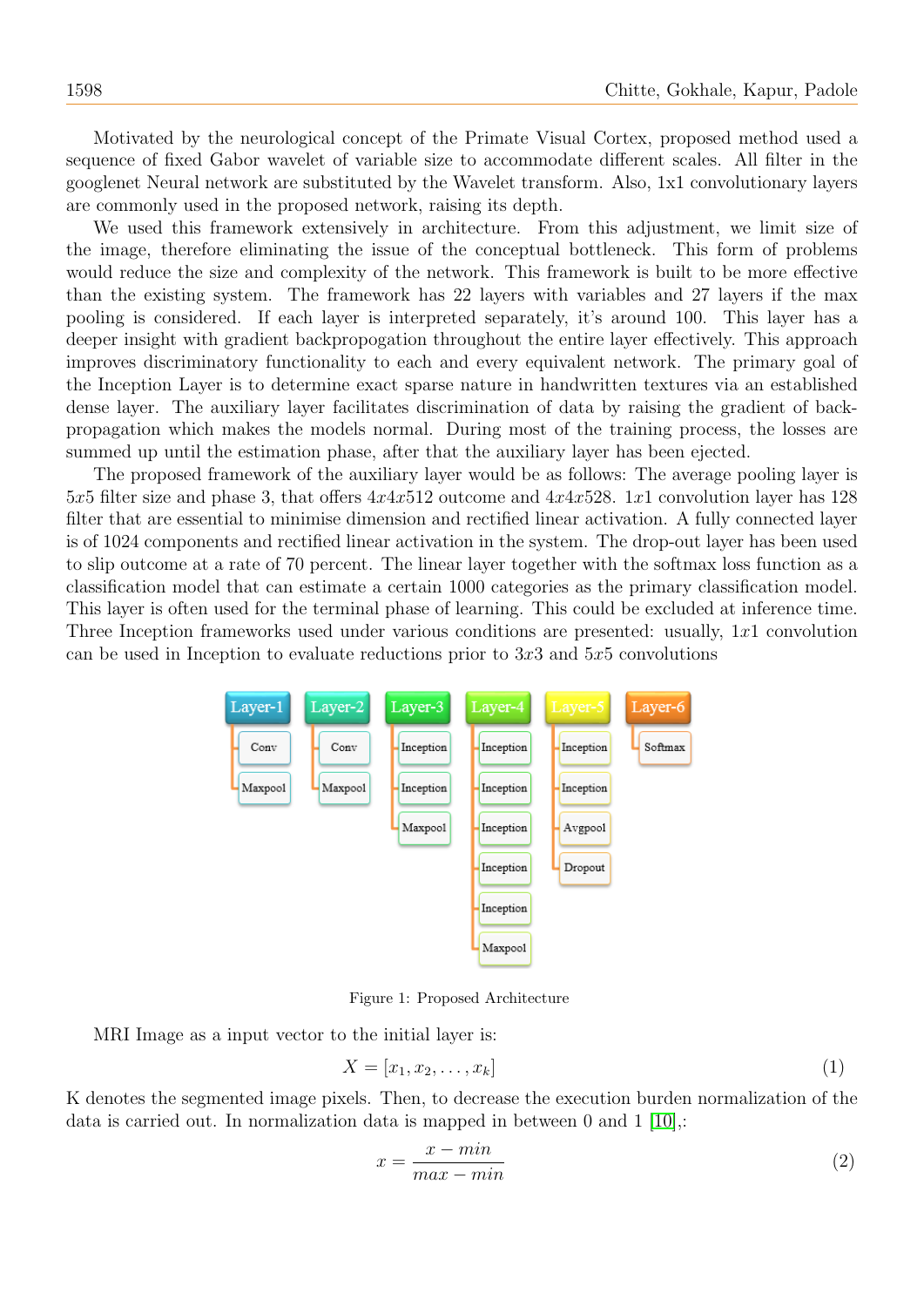Motivated by the neurological concept of the Primate Visual Cortex, proposed method used a sequence of fixed Gabor wavelet of variable size to accommodate different scales. All filter in the googlenet Neural network are substituted by the Wavelet transform. Also, 1x1 convolutionary layers are commonly used in the proposed network, raising its depth.

We used this framework extensively in architecture. From this adjustment, we limit size of the image, therefore eliminating the issue of the conceptual bottleneck. This form of problems would reduce the size and complexity of the network. This framework is built to be more effective than the existing system. The framework has 22 layers with variables and 27 layers if the max pooling is considered. If each layer is interpreted separately, it's around 100. This layer has a deeper insight with gradient backpropogation throughout the entire layer effectively. This approach improves discriminatory functionality to each and every equivalent network. The primary goal of the Inception Layer is to determine exact sparse nature in handwritten textures via an established dense layer. The auxiliary layer facilitates discrimination of data by raising the gradient of back-propagation which makes the models normal. During most of the training process, the losses are summed up until the estimation phase, after that the auxiliary layer has been ejected.

The proposed framework of the auxiliary layer would be as follows: The average pooling layer is $5x5$ filter size and phase 3, that offers $4x4x512$ outcome and $4x4x528$. $1x1$ convolution layer has 128 filter that are essential to minimise dimension and rectified linear activation. A fully connected layer is of 1024 components and rectified linear activation in the system. The drop-out layer has been used to slip outcome at a rate of 70 percent. The linear layer together with the softmax loss function as a classification model that can estimate a certain 1000 categories as the primary classification model. This layer is often used for the terminal phase of learning. This could be excluded at inference time. Three Inception frameworks used under various conditions are presented: usually, $1x1$ convolution can be used in Inception to evaluate reductions prior to $3x3$ and $5x5$ convolutions

Figure 1: Proposed Architecture

MRI Image as a input vector to the initial layer is:

$$X = [x_1, x_2, \ldots, x_k] \tag{1}$$

K denotes the segmented image pixels. Then, to decrease the execution burden normalization of the data is carried out. In normalization data is mapped in between 0 and 1 [10],:

$$x = \frac{x - min}{max - min} \tag{2}$$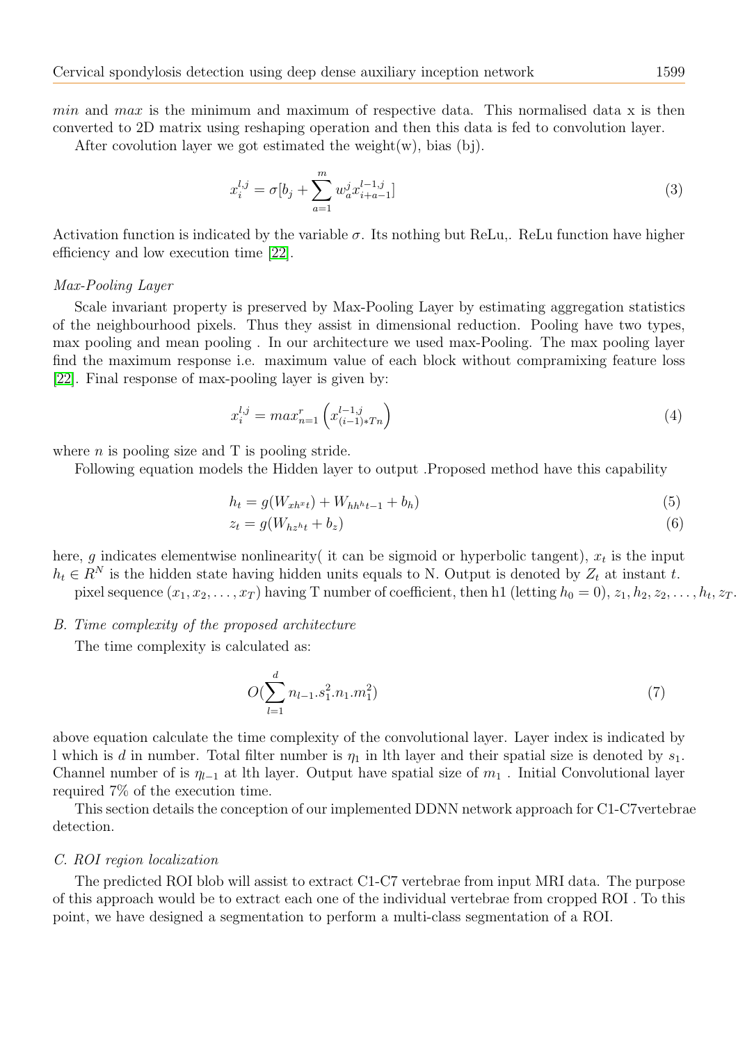*min* and *max* is the minimum and maximum of respective data. This normalised data x is then converted to 2D matrix using reshaping operation and then this data is fed to convolution layer.

After covolution layer we got estimated the weight(w), bias (bj).

$$x_i^{l,j} = \sigma[b_j + \sum_{a=1}^{m} w_a^j x_{i+a-1}^{l-1,j}] \tag{3}$$

Activation function is indicated by the variable $\sigma$. Its nothing but ReLu,. ReLu function have higher efficiency and low execution time [22].

*Max-Pooling Layer*

Scale invariant property is preserved by Max-Pooling Layer by estimating aggregation statistics of the neighbourhood pixels. Thus they assist in dimensional reduction. Pooling have two types, max pooling and mean pooling . In our architecture we used max-Pooling. The max pooling layer find the maximum response i.e. maximum value of each block without compramixing feature loss [22]. Final response of max-pooling layer is given by:

$$x_i^{l,j} = max_{n=1}^{r}\left(x_{(i-1)*Tn}^{l-1,j}\right) \tag{4}$$

where $n$ is pooling size and T is pooling stride.

Following equation models the Hidden layer to output .Proposed method have this capability

$$h_t = g(W_{xh^x t}) + W_{hh^h t-1} + b_h) \tag{5}$$

$$z_t = g(W_{hz^h t} + b_z) \tag{6}$$

here, $g$ indicates elementwise nonlinearity( it can be sigmoid or hyperbolic tangent), $x_t$ is the input $h_t \in R^N$ is the hidden state having hidden units equals to N. Output is denoted by $Z_t$ at instant $t$.

pixel sequence $(x_1, x_2, \ldots, x_T)$ having T number of coefficient, then h1 (letting $h_0 = 0$), $z_1, h_2, z_2, \ldots, h_t, z_T$.

### *B. Time complexity of the proposed architecture*

The time complexity is calculated as:

$$O(\sum_{l=1}^{d} n_{l-1}.s_1^2.n_1.m_1^2) \tag{7}$$

above equation calculate the time complexity of the convolutional layer. Layer index is indicated by l which is $d$ in number. Total filter number is $\eta_1$ in lth layer and their spatial size is denoted by $s_1$. Channel number of is $\eta_{l-1}$ at lth layer. Output have spatial size of $m_1$ . Initial Convolutional layer required 7% of the execution time.

This section details the conception of our implemented DDNN network approach for C1-C7vertebrae detection.

### *C. ROI region localization*

The predicted ROI blob will assist to extract C1-C7 vertebrae from input MRI data. The purpose of this approach would be to extract each one of the individual vertebrae from cropped ROI . To this point, we have designed a segmentation to perform a multi-class segmentation of a ROI.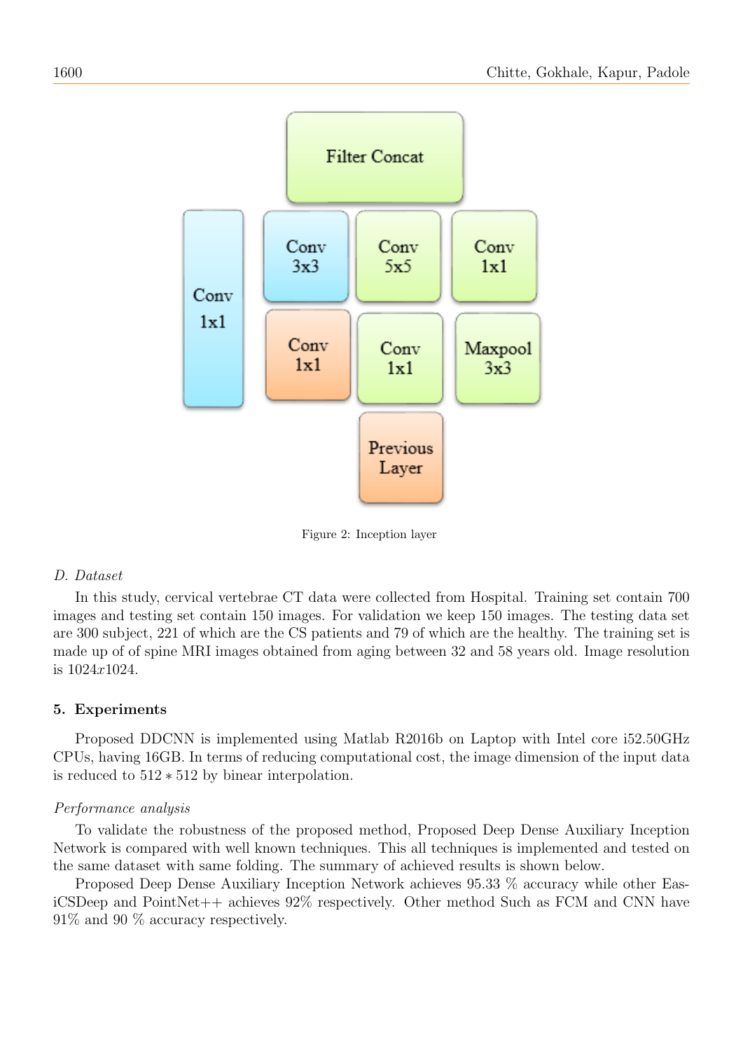Figure 2: Inception layer

*D. Dataset*

In this study, cervical vertebrae CT data were collected from Hospital. Training set contain 700 images and testing set contain 150 images. For validation we keep 150 images. The testing data set are 300 subject, 221 of which are the CS patients and 79 of which are the healthy. The training set is made up of of spine MRI images obtained from aging between 32 and 58 years old. Image resolution is $1024x1024$.

## 5. Experiments

Proposed DDCNN is implemented using Matlab R2016b on Laptop with Intel core i52.50GHz CPUs, having 16GB. In terms of reducing computational cost, the image dimension of the input data is reduced to $512 * 512$ by binear interpolation.

*Performance analysis*

To validate the robustness of the proposed method, Proposed Deep Dense Auxiliary Inception Network is compared with well known techniques. This all techniques is implemented and tested on the same dataset with same folding. The summary of achieved results is shown below.

Proposed Deep Dense Auxiliary Inception Network achieves 95.33 % accuracy while other EasiCSDeep and PointNet++ achieves 92% respectively. Other method Such as FCM and CNN have 91% and 90 % accuracy respectively.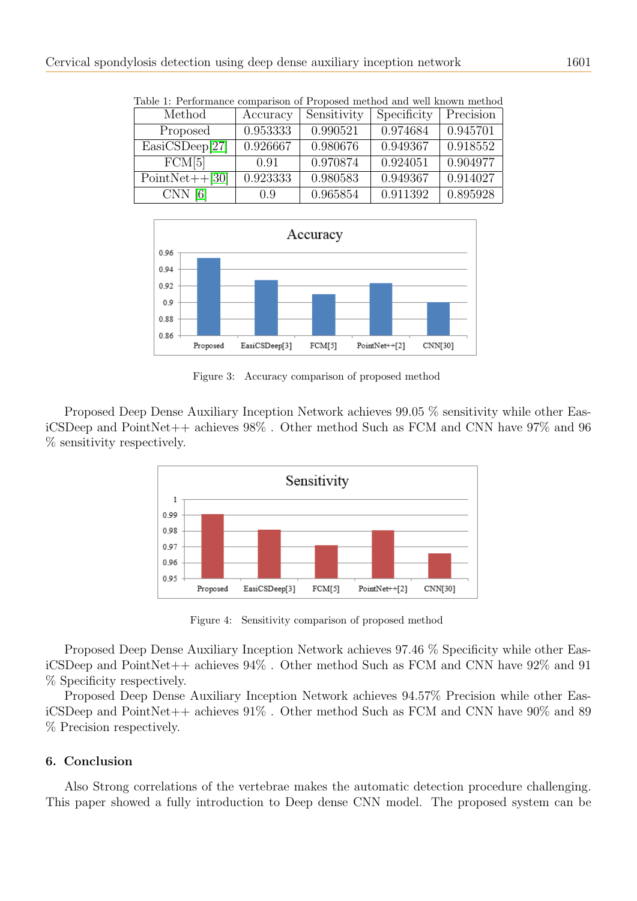Table 1: Performance comparison of Proposed method and well known method

| Method | Accuracy | Sensitivity | Specificity | Precision |
|---|---|---|---|---|
| Proposed | 0.953333 | 0.990521 | 0.974684 | 0.945701 |
| EasiCSDeep[27] | 0.926667 | 0.980676 | 0.949367 | 0.918552 |
| FCM[5] | 0.91 | 0.970874 | 0.924051 | 0.904977 |
| PointNet++[30] | 0.923333 | 0.980583 | 0.949367 | 0.914027 |
| CNN [6] | 0.9 | 0.965854 | 0.911392 | 0.895928 |

Figure 3: Accuracy comparison of proposed method

Proposed Deep Dense Auxiliary Inception Network achieves 99.05 % sensitivity while other EasiCSDeep and PointNet++ achieves 98% . Other method Such as FCM and CNN have 97% and 96 % sensitivity respectively.

Figure 4: Sensitivity comparison of proposed method

Proposed Deep Dense Auxiliary Inception Network achieves 97.46 % Specificity while other EasiCSDeep and PointNet++ achieves 94% . Other method Such as FCM and CNN have 92% and 91 % Specificity respectively.

Proposed Deep Dense Auxiliary Inception Network achieves 94.57% Precision while other EasiCSDeep and PointNet++ achieves 91% . Other method Such as FCM and CNN have 90% and 89 % Precision respectively.

## 6. Conclusion

Also Strong correlations of the vertebrae makes the automatic detection procedure challenging. This paper showed a fully introduction to Deep dense CNN model. The proposed system can be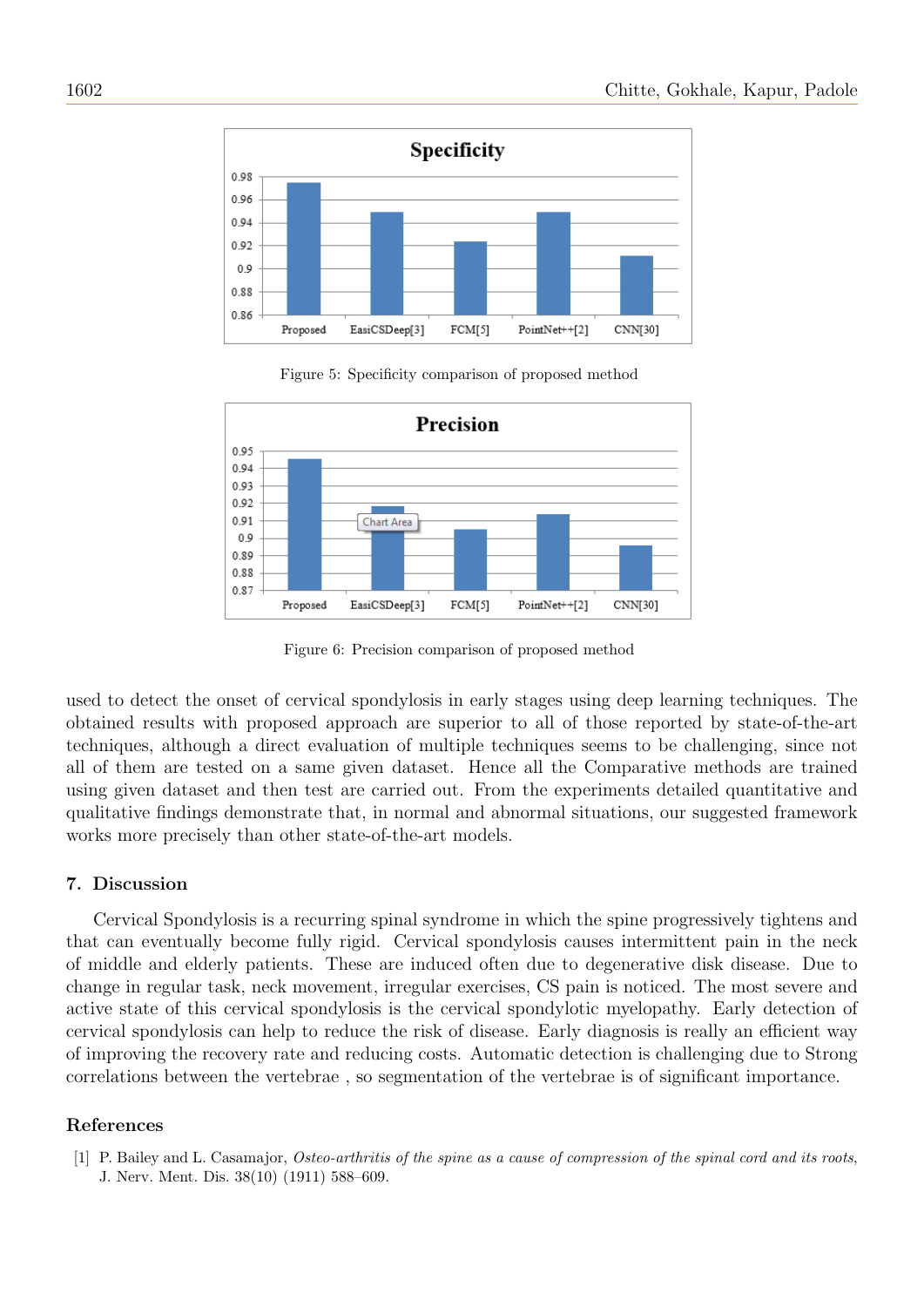Figure 5: Specificity comparison of proposed method

Figure 6: Precision comparison of proposed method

used to detect the onset of cervical spondylosis in early stages using deep learning techniques. The obtained results with proposed approach are superior to all of those reported by state-of-the-art techniques, although a direct evaluation of multiple techniques seems to be challenging, since not all of them are tested on a same given dataset. Hence all the Comparative methods are trained using given dataset and then test are carried out. From the experiments detailed quantitative and qualitative findings demonstrate that, in normal and abnormal situations, our suggested framework works more precisely than other state-of-the-art models.

## 7. Discussion

Cervical Spondylosis is a recurring spinal syndrome in which the spine progressively tightens and that can eventually become fully rigid. Cervical spondylosis causes intermittent pain in the neck of middle and elderly patients. These are induced often due to degenerative disk disease. Due to change in regular task, neck movement, irregular exercises, CS pain is noticed. The most severe and active state of this cervical spondylosis is the cervical spondylotic myelopathy. Early detection of cervical spondylosis can help to reduce the risk of disease. Early diagnosis is really an efficient way of improving the recovery rate and reducing costs. Automatic detection is challenging due to Strong correlations between the vertebrae , so segmentation of the vertebrae is of significant importance.

## References

[1] P. Bailey and L. Casamajor, *Osteo-arthritis of the spine as a cause of compression of the spinal cord and its roots*, J. Nerv. Ment. Dis. 38(10) (1911) 588–609.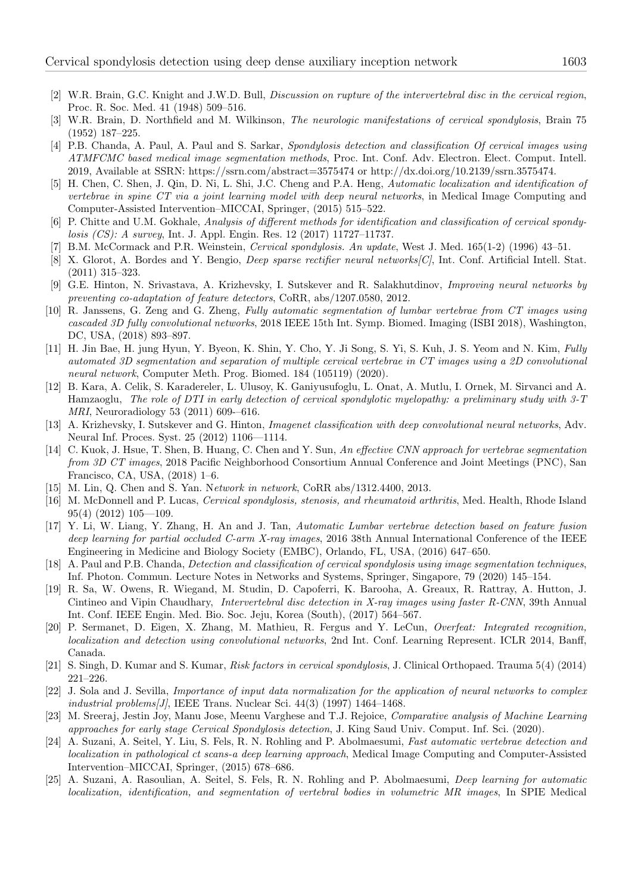[2] W.R. Brain, G.C. Knight and J.W.D. Bull, *Discussion on rupture of the intervertebral disc in the cervical region*, Proc. R. Soc. Med. 41 (1948) 509–516.

[3] W.R. Brain, D. Northfield and M. Wilkinson, *The neurologic manifestations of cervical spondylosis*, Brain 75 (1952) 187–225.

[4] P.B. Chanda, A. Paul, A. Paul and S. Sarkar, *Spondylosis detection and classification Of cervical images using ATMFCMC based medical image segmentation methods*, Proc. Int. Conf. Adv. Electron. Elect. Comput. Intell. 2019, Available at SSRN: https://ssrn.com/abstract=3575474 or http://dx.doi.org/10.2139/ssrn.3575474.

[5] H. Chen, C. Shen, J. Qin, D. Ni, L. Shi, J.C. Cheng and P.A. Heng, *Automatic localization and identification of vertebrae in spine CT via a joint learning model with deep neural networks*, in Medical Image Computing and Computer-Assisted Intervention–MICCAI, Springer, (2015) 515–522.

[6] P. Chitte and U.M. Gokhale, *Analysis of different methods for identification and classification of cervical spondylosis (CS): A survey*, Int. J. Appl. Engin. Res. 12 (2017) 11727–11737.

[7] B.M. McCormack and P.R. Weinstein, *Cervical spondylosis. An update*, West J. Med. 165(1-2) (1996) 43–51.

[8] X. Glorot, A. Bordes and Y. Bengio, *Deep sparse rectifier neural networks[C]*, Int. Conf. Artificial Intell. Stat. (2011) 315–323.

[9] G.E. Hinton, N. Srivastava, A. Krizhevsky, I. Sutskever and R. Salakhutdinov, *Improving neural networks by preventing co-adaptation of feature detectors*, CoRR, abs/1207.0580, 2012.

[10] R. Janssens, G. Zeng and G. Zheng, *Fully automatic segmentation of lumbar vertebrae from CT images using cascaded 3D fully convolutional networks*, 2018 IEEE 15th Int. Symp. Biomed. Imaging (ISBI 2018), Washington, DC, USA, (2018) 893–897.

[11] H. Jin Bae, H. jung Hyun, Y. Byeon, K. Shin, Y. Cho, Y. Ji Song, S. Yi, S. Kuh, J. S. Yeom and N. Kim, *Fully automated 3D segmentation and separation of multiple cervical vertebrae in CT images using a 2D convolutional neural network*, Computer Meth. Prog. Biomed. 184 (105119) (2020).

[12] B. Kara, A. Celik, S. Karadereler, L. Ulusoy, K. Ganiyusufoglu, L. Onat, A. Mutlu, I. Ornek, M. Sirvanci and A. Hamzaoglu, *The role of DTI in early detection of cervical spondylotic myelopathy: a preliminary study with 3-T MRI*, Neuroradiology 53 (2011) 609-–616.

[13] A. Krizhevsky, I. Sutskever and G. Hinton, *Imagenet classification with deep convolutional neural networks*, Adv. Neural Inf. Proces. Syst. 25 (2012) 1106—1114.

[14] C. Kuok, J. Hsue, T. Shen, B. Huang, C. Chen and Y. Sun, *An effective CNN approach for vertebrae segmentation from 3D CT images*, 2018 Pacific Neighborhood Consortium Annual Conference and Joint Meetings (PNC), San Francisco, CA, USA, (2018) 1–6.

[15] M. Lin, Q. Chen and S. Yan. N*etwork in network*, CoRR abs/1312.4400, 2013.

[16] M. McDonnell and P. Lucas, *Cervical spondylosis, stenosis, and rheumatoid arthritis*, Med. Health, Rhode Island 95(4) (2012) 105—109.

[17] Y. Li, W. Liang, Y. Zhang, H. An and J. Tan, *Automatic Lumbar vertebrae detection based on feature fusion deep learning for partial occluded C-arm X-ray images*, 2016 38th Annual International Conference of the IEEE Engineering in Medicine and Biology Society (EMBC), Orlando, FL, USA, (2016) 647–650.

[18] A. Paul and P.B. Chanda, *Detection and classification of cervical spondylosis using image segmentation techniques*, Inf. Photon. Commun. Lecture Notes in Networks and Systems, Springer, Singapore, 79 (2020) 145–154.

[19] R. Sa, W. Owens, R. Wiegand, M. Studin, D. Capoferri, K. Barooha, A. Greaux, R. Rattray, A. Hutton, J. Cintineo and Vipin Chaudhary, *Intervertebral disc detection in X-ray images using faster R-CNN*, 39th Annual Int. Conf. IEEE Engin. Med. Bio. Soc. Jeju, Korea (South), (2017) 564–567.

[20] P. Sermanet, D. Eigen, X. Zhang, M. Mathieu, R. Fergus and Y. LeCun, *Overfeat: Integrated recognition, localization and detection using convolutional networks*, 2nd Int. Conf. Learning Represent. ICLR 2014, Banff, Canada.

[21] S. Singh, D. Kumar and S. Kumar, *Risk factors in cervical spondylosis*, J. Clinical Orthopaed. Trauma 5(4) (2014) 221–226.

[22] J. Sola and J. Sevilla, *Importance of input data normalization for the application of neural networks to complex industrial problems[J]*, IEEE Trans. Nuclear Sci. 44(3) (1997) 1464–1468.

[23] M. Sreeraj, Jestin Joy, Manu Jose, Meenu Varghese and T.J. Rejoice, *Comparative analysis of Machine Learning approaches for early stage Cervical Spondylosis detection*, J. King Saud Univ. Comput. Inf. Sci. (2020).

[24] A. Suzani, A. Seitel, Y. Liu, S. Fels, R. N. Rohling and P. Abolmaesumi, *Fast automatic vertebrae detection and localization in pathological ct scans-a deep learning approach*, Medical Image Computing and Computer-Assisted Intervention–MICCAI, Springer, (2015) 678–686.

[25] A. Suzani, A. Rasoulian, A. Seitel, S. Fels, R. N. Rohling and P. Abolmaesumi, *Deep learning for automatic localization, identification, and segmentation of vertebral bodies in volumetric MR images*, In SPIE Medical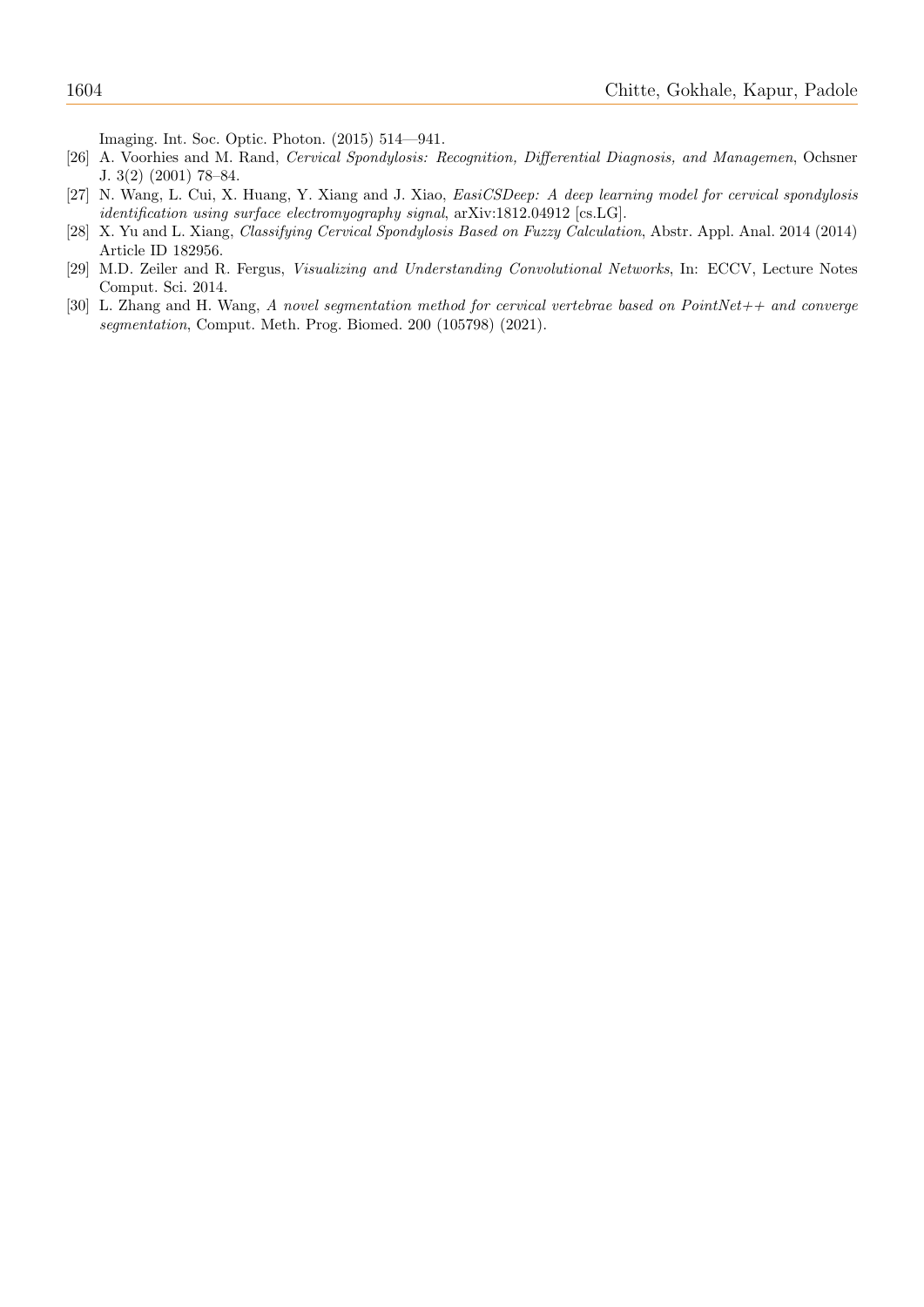Imaging. Int. Soc. Optic. Photon. (2015) 514—941.

[26] A. Voorhies and M. Rand, *Cervical Spondylosis: Recognition, Differential Diagnosis, and Managemen*, Ochsner J. 3(2) (2001) 78–84.

[27] N. Wang, L. Cui, X. Huang, Y. Xiang and J. Xiao, *EasiCSDeep: A deep learning model for cervical spondylosis identification using surface electromyography signal*, arXiv:1812.04912 [cs.LG].

[28] X. Yu and L. Xiang, *Classifying Cervical Spondylosis Based on Fuzzy Calculation*, Abstr. Appl. Anal. 2014 (2014) Article ID 182956.

[29] M.D. Zeiler and R. Fergus, *Visualizing and Understanding Convolutional Networks*, In: ECCV, Lecture Notes Comput. Sci. 2014.

[30] L. Zhang and H. Wang, *A novel segmentation method for cervical vertebrae based on PointNet++ and converge segmentation*, Comput. Meth. Prog. Biomed. 200 (105798) (2021).